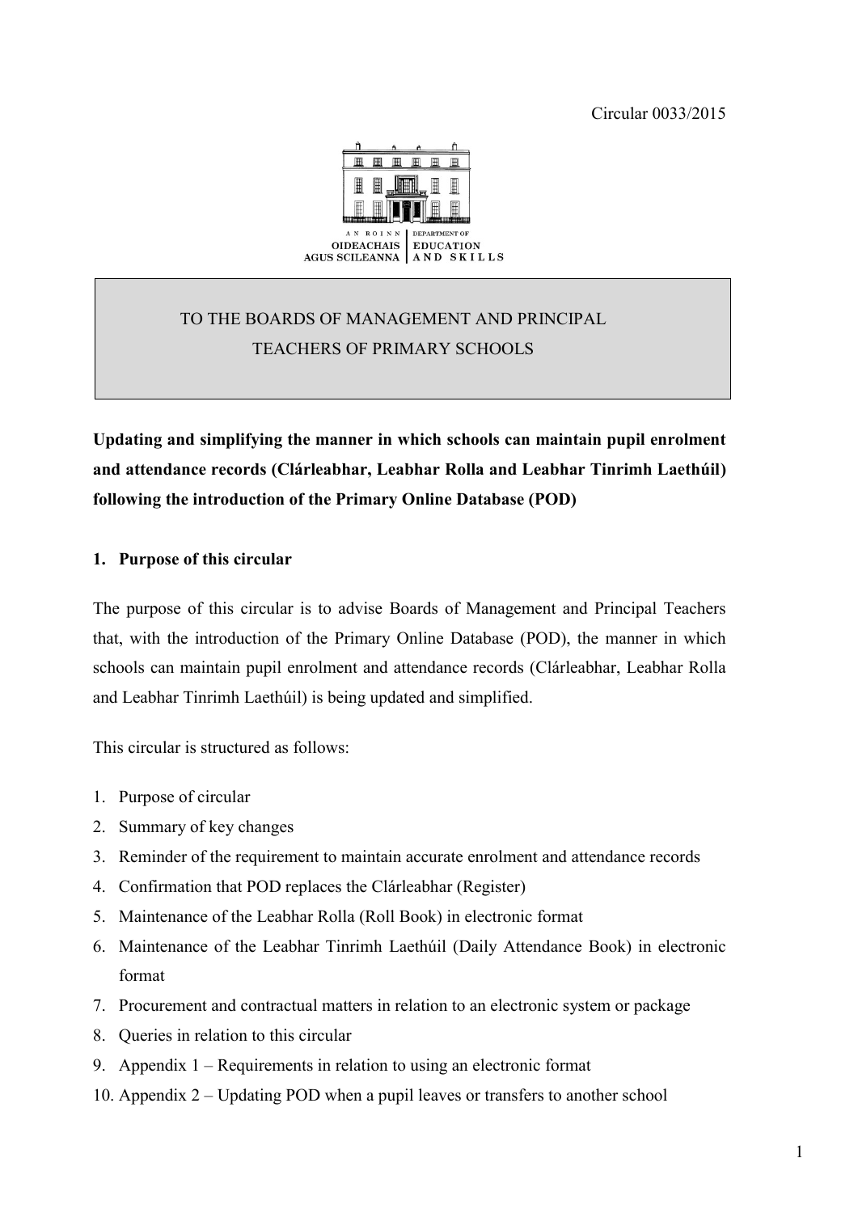Circular 0033/2015

AN ROINN OIDEACHAIS AGUS SCILEANNA | DEPARTMENT OF EDUCATION AND SKILLS

TO THE BOARDS OF MANAGEMENT AND PRINCIPAL TEACHERS OF PRIMARY SCHOOLS

**Updating and simplifying the manner in which schools can maintain pupil enrolment and attendance records (Clárleabhar, Leabhar Rolla and Leabhar Tinrimh Laethúil) following the introduction of the Primary Online Database (POD)**

## 1. Purpose of this circular

The purpose of this circular is to advise Boards of Management and Principal Teachers that, with the introduction of the Primary Online Database (POD), the manner in which schools can maintain pupil enrolment and attendance records (Clárleabhar, Leabhar Rolla and Leabhar Tinrimh Laethúil) is being updated and simplified.

This circular is structured as follows:

1. Purpose of circular
2. Summary of key changes
3. Reminder of the requirement to maintain accurate enrolment and attendance records
4. Confirmation that POD replaces the Clárleabhar (Register)
5. Maintenance of the Leabhar Rolla (Roll Book) in electronic format
6. Maintenance of the Leabhar Tinrimh Laethúil (Daily Attendance Book) in electronic format
7. Procurement and contractual matters in relation to an electronic system or package
8. Queries in relation to this circular
9. Appendix 1 – Requirements in relation to using an electronic format
10. Appendix 2 – Updating POD when a pupil leaves or transfers to another school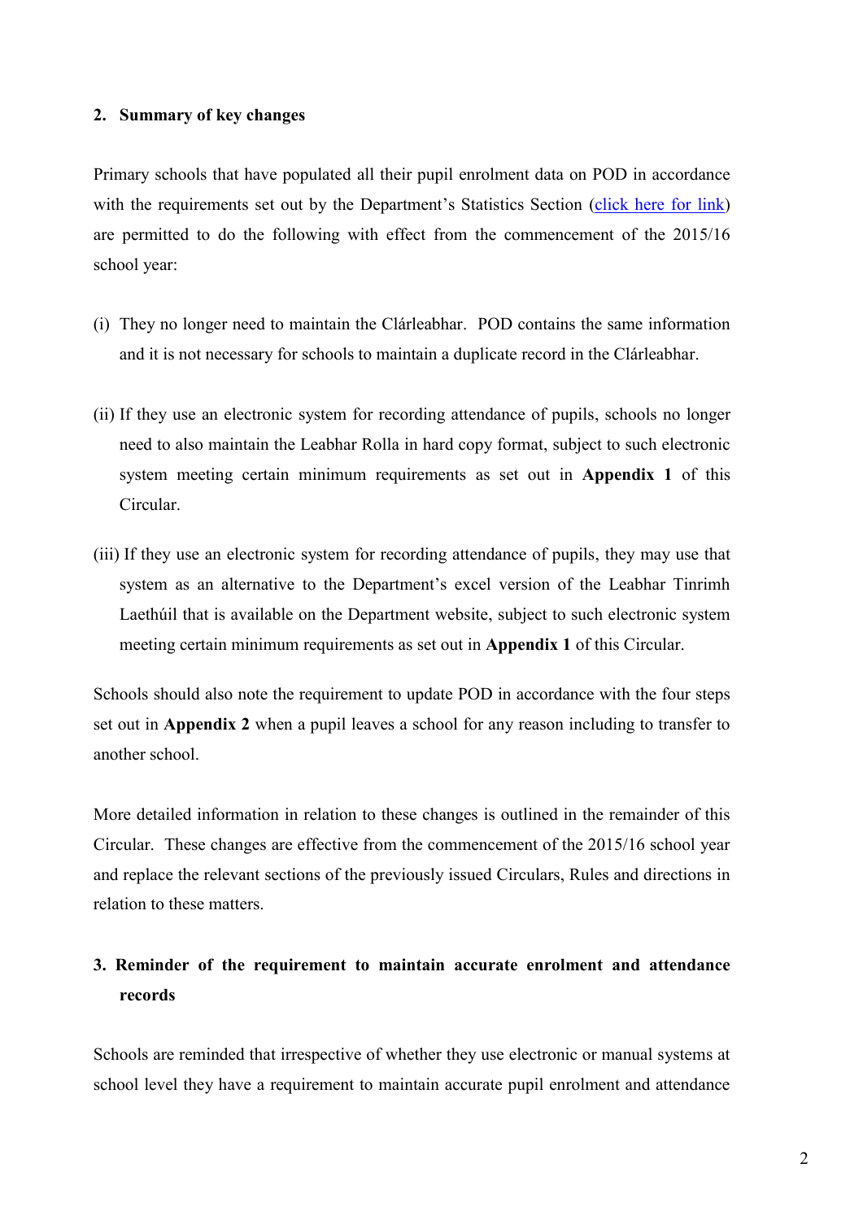## 2. Summary of key changes

Primary schools that have populated all their pupil enrolment data on POD in accordance with the requirements set out by the Department's Statistics Section (click here for link) are permitted to do the following with effect from the commencement of the 2015/16 school year:

(i) They no longer need to maintain the Clárleabhar. POD contains the same information and it is not necessary for schools to maintain a duplicate record in the Clárleabhar.

(ii) If they use an electronic system for recording attendance of pupils, schools no longer need to also maintain the Leabhar Rolla in hard copy format, subject to such electronic system meeting certain minimum requirements as set out in **Appendix 1** of this Circular.

(iii) If they use an electronic system for recording attendance of pupils, they may use that system as an alternative to the Department's excel version of the Leabhar Tinrimh Laethúil that is available on the Department website, subject to such electronic system meeting certain minimum requirements as set out in **Appendix 1** of this Circular.

Schools should also note the requirement to update POD in accordance with the four steps set out in **Appendix 2** when a pupil leaves a school for any reason including to transfer to another school.

More detailed information in relation to these changes is outlined in the remainder of this Circular. These changes are effective from the commencement of the 2015/16 school year and replace the relevant sections of the previously issued Circulars, Rules and directions in relation to these matters.

## 3. Reminder of the requirement to maintain accurate enrolment and attendance records

Schools are reminded that irrespective of whether they use electronic or manual systems at school level they have a requirement to maintain accurate pupil enrolment and attendance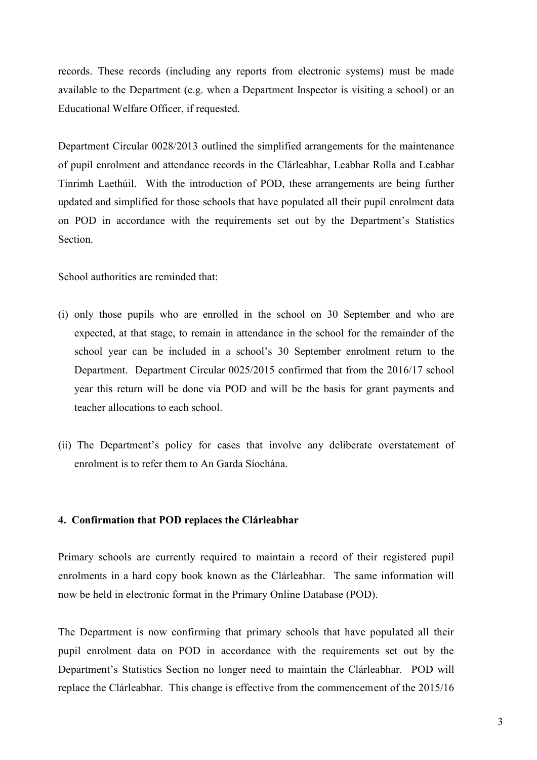records. These records (including any reports from electronic systems) must be made available to the Department (e.g. when a Department Inspector is visiting a school) or an Educational Welfare Officer, if requested.

Department Circular 0028/2013 outlined the simplified arrangements for the maintenance of pupil enrolment and attendance records in the Clárleabhar, Leabhar Rolla and Leabhar Tinrimh Laethúil. With the introduction of POD, these arrangements are being further updated and simplified for those schools that have populated all their pupil enrolment data on POD in accordance with the requirements set out by the Department's Statistics Section.

School authorities are reminded that:

(i) only those pupils who are enrolled in the school on 30 September and who are expected, at that stage, to remain in attendance in the school for the remainder of the school year can be included in a school's 30 September enrolment return to the Department. Department Circular 0025/2015 confirmed that from the 2016/17 school year this return will be done via POD and will be the basis for grant payments and teacher allocations to each school.

(ii) The Department's policy for cases that involve any deliberate overstatement of enrolment is to refer them to An Garda Síochána.

### 4. Confirmation that POD replaces the Clárleabhar

Primary schools are currently required to maintain a record of their registered pupil enrolments in a hard copy book known as the Clárleabhar. The same information will now be held in electronic format in the Primary Online Database (POD).

The Department is now confirming that primary schools that have populated all their pupil enrolment data on POD in accordance with the requirements set out by the Department's Statistics Section no longer need to maintain the Clárleabhar. POD will replace the Clárleabhar. This change is effective from the commencement of the 2015/16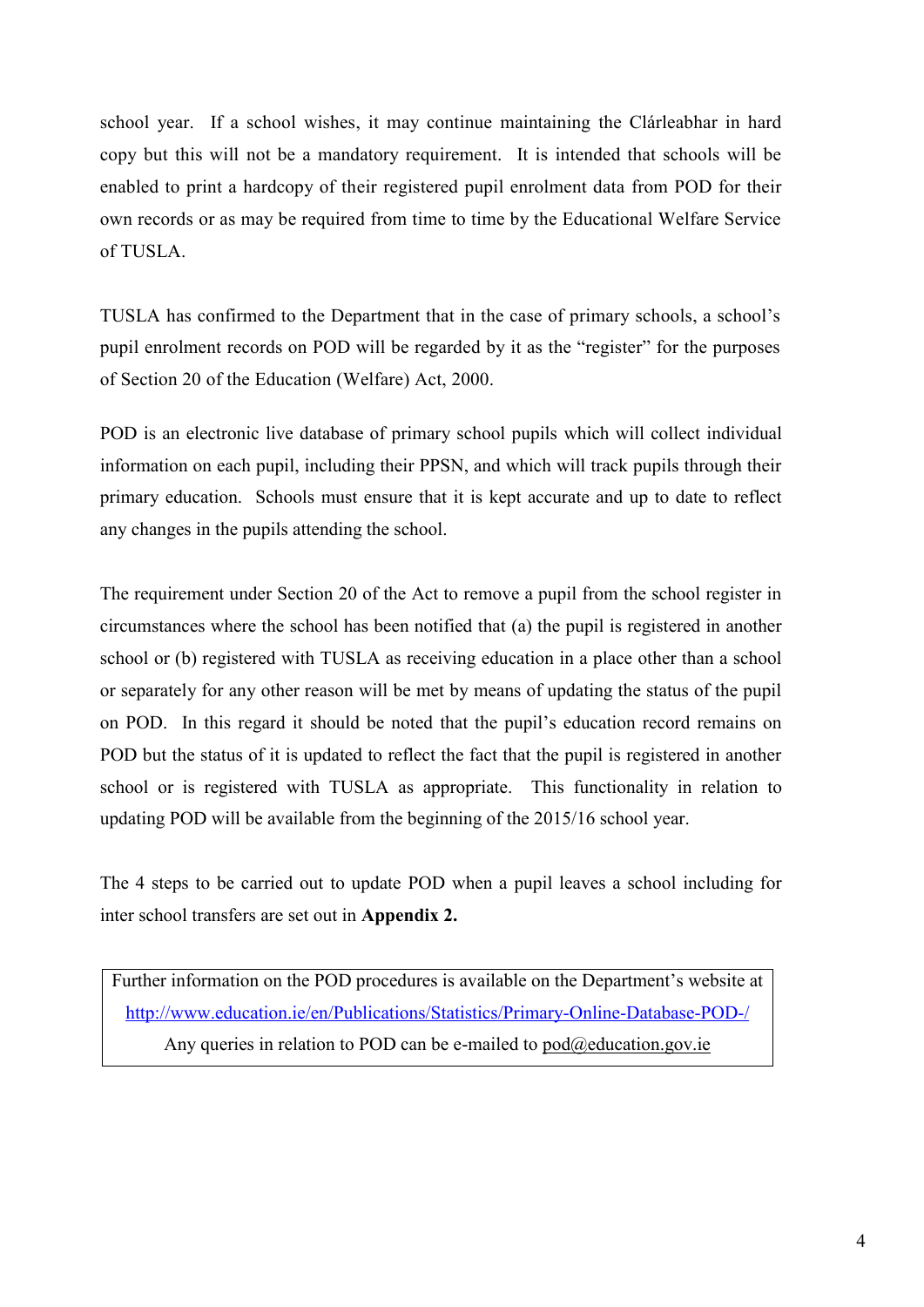school year. If a school wishes, it may continue maintaining the Clárleabhar in hard copy but this will not be a mandatory requirement. It is intended that schools will be enabled to print a hardcopy of their registered pupil enrolment data from POD for their own records or as may be required from time to time by the Educational Welfare Service of TUSLA.

TUSLA has confirmed to the Department that in the case of primary schools, a school's pupil enrolment records on POD will be regarded by it as the "register" for the purposes of Section 20 of the Education (Welfare) Act, 2000.

POD is an electronic live database of primary school pupils which will collect individual information on each pupil, including their PPSN, and which will track pupils through their primary education. Schools must ensure that it is kept accurate and up to date to reflect any changes in the pupils attending the school.

The requirement under Section 20 of the Act to remove a pupil from the school register in circumstances where the school has been notified that (a) the pupil is registered in another school or (b) registered with TUSLA as receiving education in a place other than a school or separately for any other reason will be met by means of updating the status of the pupil on POD. In this regard it should be noted that the pupil's education record remains on POD but the status of it is updated to reflect the fact that the pupil is registered in another school or is registered with TUSLA as appropriate. This functionality in relation to updating POD will be available from the beginning of the 2015/16 school year.

The 4 steps to be carried out to update POD when a pupil leaves a school including for inter school transfers are set out in **Appendix 2.**

| Further information on the POD procedures is available on the Department's website at http://www.education.ie/en/Publications/Statistics/Primary-Online-Database-POD-/ Any queries in relation to POD can be e-mailed to pod@education.gov.ie |
|---|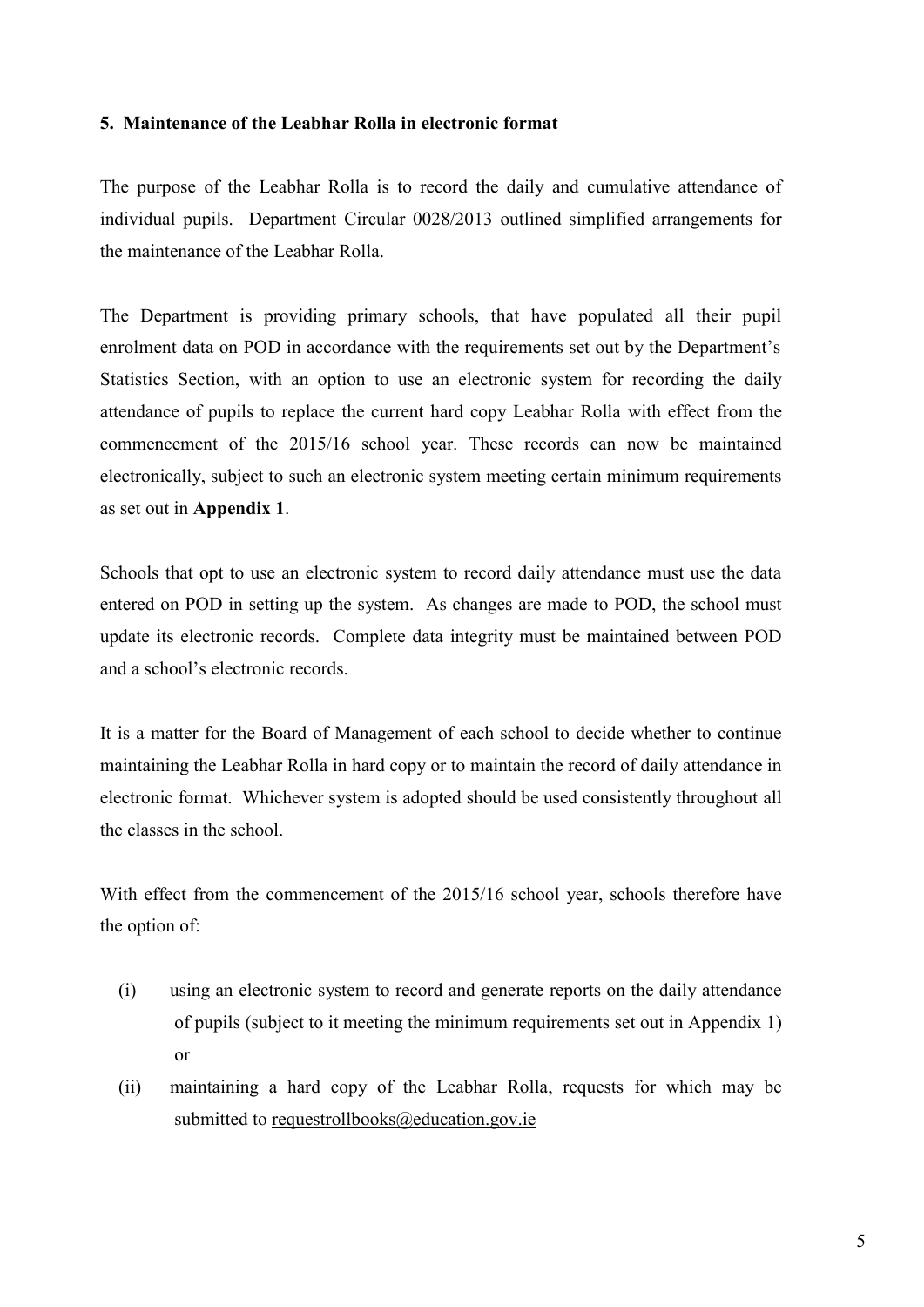## 5. Maintenance of the Leabhar Rolla in electronic format

The purpose of the Leabhar Rolla is to record the daily and cumulative attendance of individual pupils. Department Circular 0028/2013 outlined simplified arrangements for the maintenance of the Leabhar Rolla.

The Department is providing primary schools, that have populated all their pupil enrolment data on POD in accordance with the requirements set out by the Department's Statistics Section, with an option to use an electronic system for recording the daily attendance of pupils to replace the current hard copy Leabhar Rolla with effect from the commencement of the 2015/16 school year. These records can now be maintained electronically, subject to such an electronic system meeting certain minimum requirements as set out in **Appendix 1**.

Schools that opt to use an electronic system to record daily attendance must use the data entered on POD in setting up the system. As changes are made to POD, the school must update its electronic records. Complete data integrity must be maintained between POD and a school's electronic records.

It is a matter for the Board of Management of each school to decide whether to continue maintaining the Leabhar Rolla in hard copy or to maintain the record of daily attendance in electronic format. Whichever system is adopted should be used consistently throughout all the classes in the school.

With effect from the commencement of the 2015/16 school year, schools therefore have the option of:

(i) using an electronic system to record and generate reports on the daily attendance of pupils (subject to it meeting the minimum requirements set out in Appendix 1) or

(ii) maintaining a hard copy of the Leabhar Rolla, requests for which may be submitted to requestrollbooks@education.gov.ie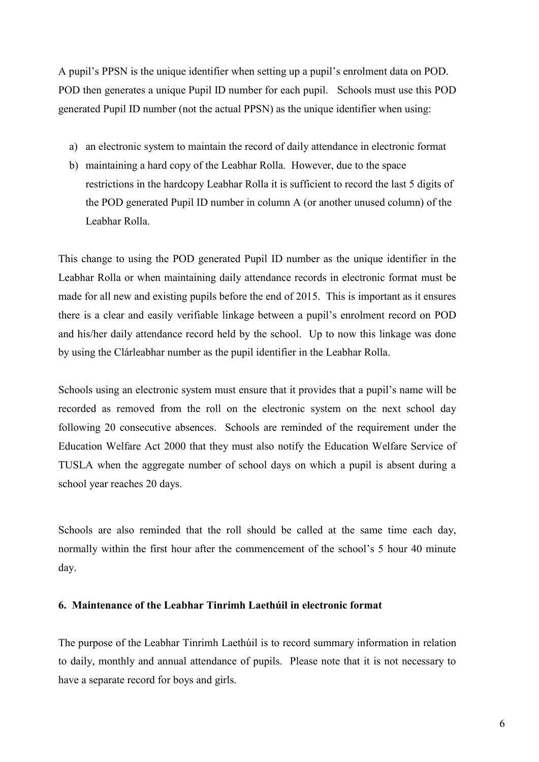A pupil's PPSN is the unique identifier when setting up a pupil's enrolment data on POD. POD then generates a unique Pupil ID number for each pupil. Schools must use this POD generated Pupil ID number (not the actual PPSN) as the unique identifier when using:

a) an electronic system to maintain the record of daily attendance in electronic format
b) maintaining a hard copy of the Leabhar Rolla. However, due to the space restrictions in the hardcopy Leabhar Rolla it is sufficient to record the last 5 digits of the POD generated Pupil ID number in column A (or another unused column) of the Leabhar Rolla.

This change to using the POD generated Pupil ID number as the unique identifier in the Leabhar Rolla or when maintaining daily attendance records in electronic format must be made for all new and existing pupils before the end of 2015. This is important as it ensures there is a clear and easily verifiable linkage between a pupil's enrolment record on POD and his/her daily attendance record held by the school. Up to now this linkage was done by using the Clárleabhar number as the pupil identifier in the Leabhar Rolla.

Schools using an electronic system must ensure that it provides that a pupil's name will be recorded as removed from the roll on the electronic system on the next school day following 20 consecutive absences. Schools are reminded of the requirement under the Education Welfare Act 2000 that they must also notify the Education Welfare Service of TUSLA when the aggregate number of school days on which a pupil is absent during a school year reaches 20 days.

Schools are also reminded that the roll should be called at the same time each day, normally within the first hour after the commencement of the school's 5 hour 40 minute day.

**6. Maintenance of the Leabhar Tinrimh Laethúil in electronic format**

The purpose of the Leabhar Tinrimh Laethúil is to record summary information in relation to daily, monthly and annual attendance of pupils. Please note that it is not necessary to have a separate record for boys and girls.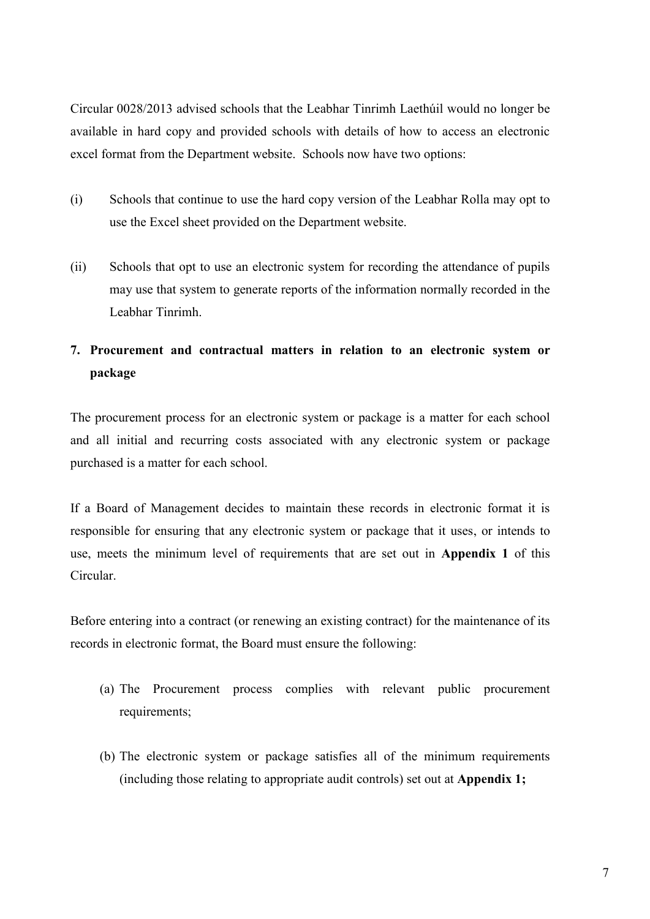Circular 0028/2013 advised schools that the Leabhar Tinrimh Laethúil would no longer be available in hard copy and provided schools with details of how to access an electronic excel format from the Department website. Schools now have two options:

(i) Schools that continue to use the hard copy version of the Leabhar Rolla may opt to use the Excel sheet provided on the Department website.

(ii) Schools that opt to use an electronic system for recording the attendance of pupils may use that system to generate reports of the information normally recorded in the Leabhar Tinrimh.

## 7. Procurement and contractual matters in relation to an electronic system or package

The procurement process for an electronic system or package is a matter for each school and all initial and recurring costs associated with any electronic system or package purchased is a matter for each school.

If a Board of Management decides to maintain these records in electronic format it is responsible for ensuring that any electronic system or package that it uses, or intends to use, meets the minimum level of requirements that are set out in **Appendix 1** of this Circular.

Before entering into a contract (or renewing an existing contract) for the maintenance of its records in electronic format, the Board must ensure the following:

(a) The Procurement process complies with relevant public procurement requirements;

(b) The electronic system or package satisfies all of the minimum requirements (including those relating to appropriate audit controls) set out at **Appendix 1;**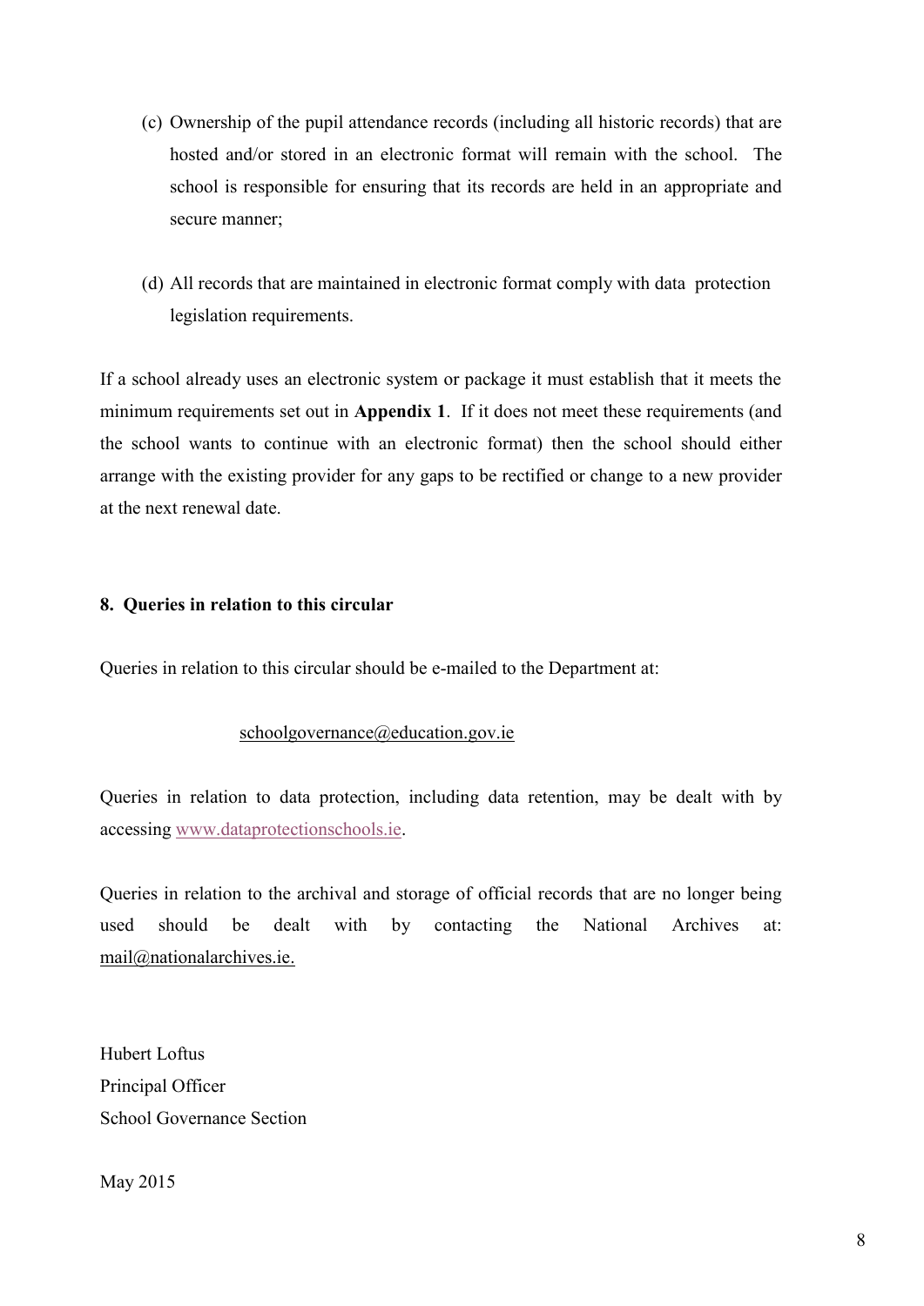(c) Ownership of the pupil attendance records (including all historic records) that are hosted and/or stored in an electronic format will remain with the school. The school is responsible for ensuring that its records are held in an appropriate and secure manner;

(d) All records that are maintained in electronic format comply with data protection legislation requirements.

If a school already uses an electronic system or package it must establish that it meets the minimum requirements set out in **Appendix 1**. If it does not meet these requirements (and the school wants to continue with an electronic format) then the school should either arrange with the existing provider for any gaps to be rectified or change to a new provider at the next renewal date.

**8. Queries in relation to this circular**

Queries in relation to this circular should be e-mailed to the Department at:

schoolgovernance@education.gov.ie

Queries in relation to data protection, including data retention, may be dealt with by accessing www.dataprotectionschools.ie.

Queries in relation to the archival and storage of official records that are no longer being used should be dealt with by contacting the National Archives at: mail@nationalarchives.ie.

Hubert Loftus
Principal Officer
School Governance Section

May 2015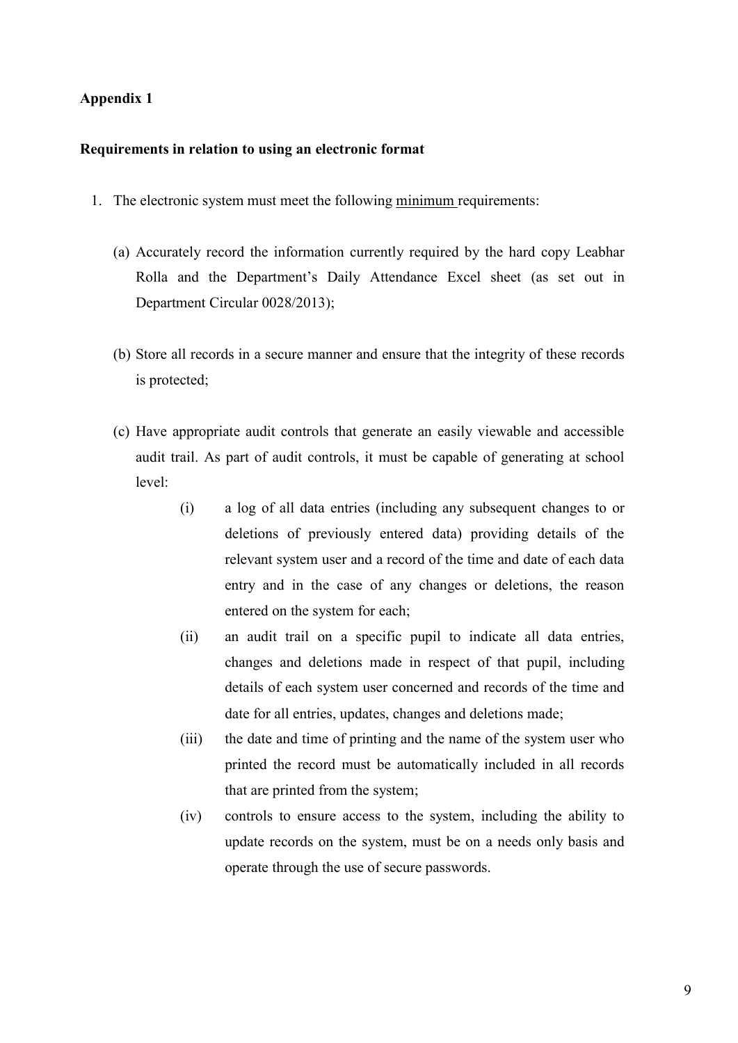**Appendix 1**

**Requirements in relation to using an electronic format**

1. The electronic system must meet the following <u>minimum</u> requirements:

   (a) Accurately record the information currently required by the hard copy Leabhar Rolla and the Department's Daily Attendance Excel sheet (as set out in Department Circular 0028/2013);

   (b) Store all records in a secure manner and ensure that the integrity of these records is protected;

   (c) Have appropriate audit controls that generate an easily viewable and accessible audit trail. As part of audit controls, it must be capable of generating at school level:

      (i) a log of all data entries (including any subsequent changes to or deletions of previously entered data) providing details of the relevant system user and a record of the time and date of each data entry and in the case of any changes or deletions, the reason entered on the system for each;

      (ii) an audit trail on a specific pupil to indicate all data entries, changes and deletions made in respect of that pupil, including details of each system user concerned and records of the time and date for all entries, updates, changes and deletions made;

      (iii) the date and time of printing and the name of the system user who printed the record must be automatically included in all records that are printed from the system;

      (iv) controls to ensure access to the system, including the ability to update records on the system, must be on a needs only basis and operate through the use of secure passwords.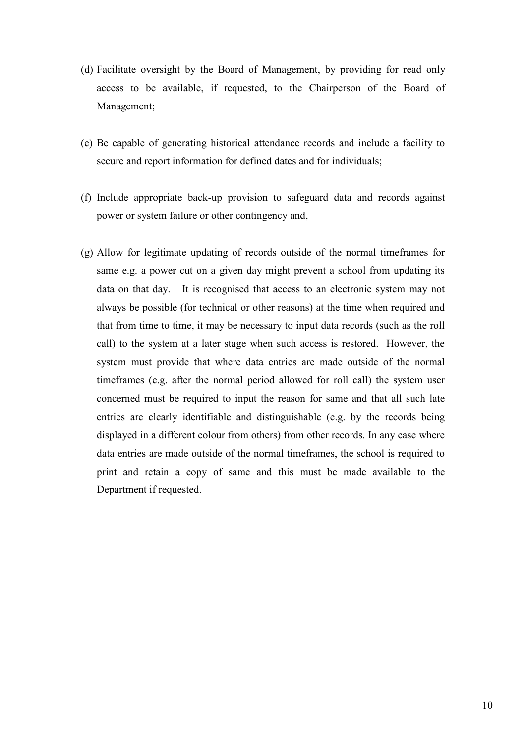(d) Facilitate oversight by the Board of Management, by providing for read only access to be available, if requested, to the Chairperson of the Board of Management;

(e) Be capable of generating historical attendance records and include a facility to secure and report information for defined dates and for individuals;

(f) Include appropriate back-up provision to safeguard data and records against power or system failure or other contingency and,

(g) Allow for legitimate updating of records outside of the normal timeframes for same e.g. a power cut on a given day might prevent a school from updating its data on that day. It is recognised that access to an electronic system may not always be possible (for technical or other reasons) at the time when required and that from time to time, it may be necessary to input data records (such as the roll call) to the system at a later stage when such access is restored. However, the system must provide that where data entries are made outside of the normal timeframes (e.g. after the normal period allowed for roll call) the system user concerned must be required to input the reason for same and that all such late entries are clearly identifiable and distinguishable (e.g. by the records being displayed in a different colour from others) from other records. In any case where data entries are made outside of the normal timeframes, the school is required to print and retain a copy of same and this must be made available to the Department if requested.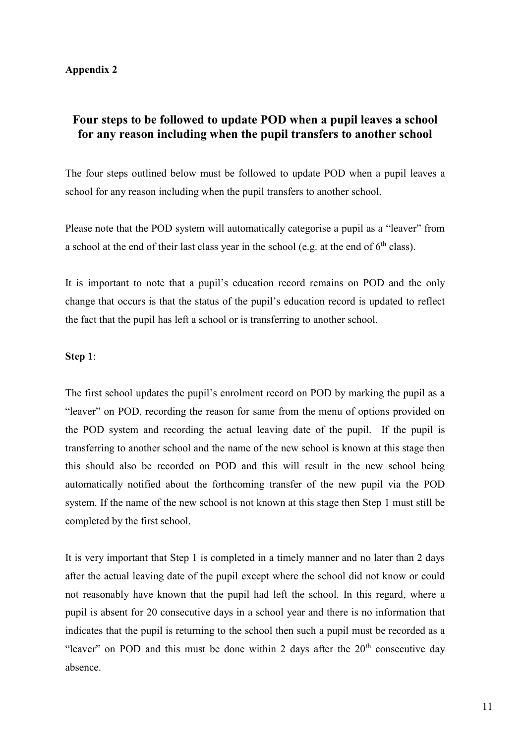**Appendix 2**

## Four steps to be followed to update POD when a pupil leaves a school for any reason including when the pupil transfers to another school

The four steps outlined below must be followed to update POD when a pupil leaves a school for any reason including when the pupil transfers to another school.

Please note that the POD system will automatically categorise a pupil as a "leaver" from a school at the end of their last class year in the school (e.g. at the end of 6th class).

It is important to note that a pupil's education record remains on POD and the only change that occurs is that the status of the pupil's education record is updated to reflect the fact that the pupil has left a school or is transferring to another school.

**Step 1**:

The first school updates the pupil's enrolment record on POD by marking the pupil as a "leaver" on POD, recording the reason for same from the menu of options provided on the POD system and recording the actual leaving date of the pupil. If the pupil is transferring to another school and the name of the new school is known at this stage then this should also be recorded on POD and this will result in the new school being automatically notified about the forthcoming transfer of the new pupil via the POD system. If the name of the new school is not known at this stage then Step 1 must still be completed by the first school.

It is very important that Step 1 is completed in a timely manner and no later than 2 days after the actual leaving date of the pupil except where the school did not know or could not reasonably have known that the pupil had left the school. In this regard, where a pupil is absent for 20 consecutive days in a school year and there is no information that indicates that the pupil is returning to the school then such a pupil must be recorded as a "leaver" on POD and this must be done within 2 days after the 20th consecutive day absence.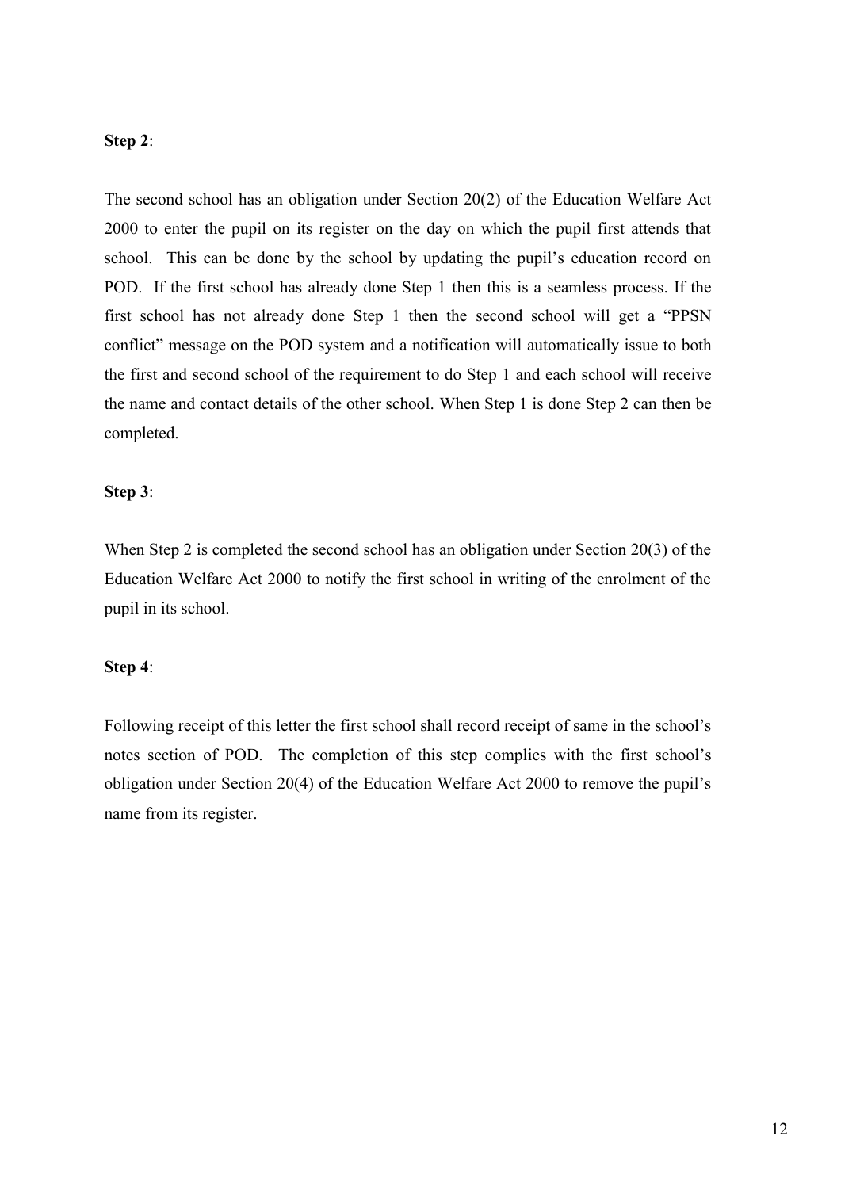**Step 2**:

The second school has an obligation under Section 20(2) of the Education Welfare Act 2000 to enter the pupil on its register on the day on which the pupil first attends that school. This can be done by the school by updating the pupil's education record on POD. If the first school has already done Step 1 then this is a seamless process. If the first school has not already done Step 1 then the second school will get a "PPSN conflict" message on the POD system and a notification will automatically issue to both the first and second school of the requirement to do Step 1 and each school will receive the name and contact details of the other school. When Step 1 is done Step 2 can then be completed.

**Step 3**:

When Step 2 is completed the second school has an obligation under Section 20(3) of the Education Welfare Act 2000 to notify the first school in writing of the enrolment of the pupil in its school.

**Step 4**:

Following receipt of this letter the first school shall record receipt of same in the school's notes section of POD. The completion of this step complies with the first school's obligation under Section 20(4) of the Education Welfare Act 2000 to remove the pupil's name from its register.